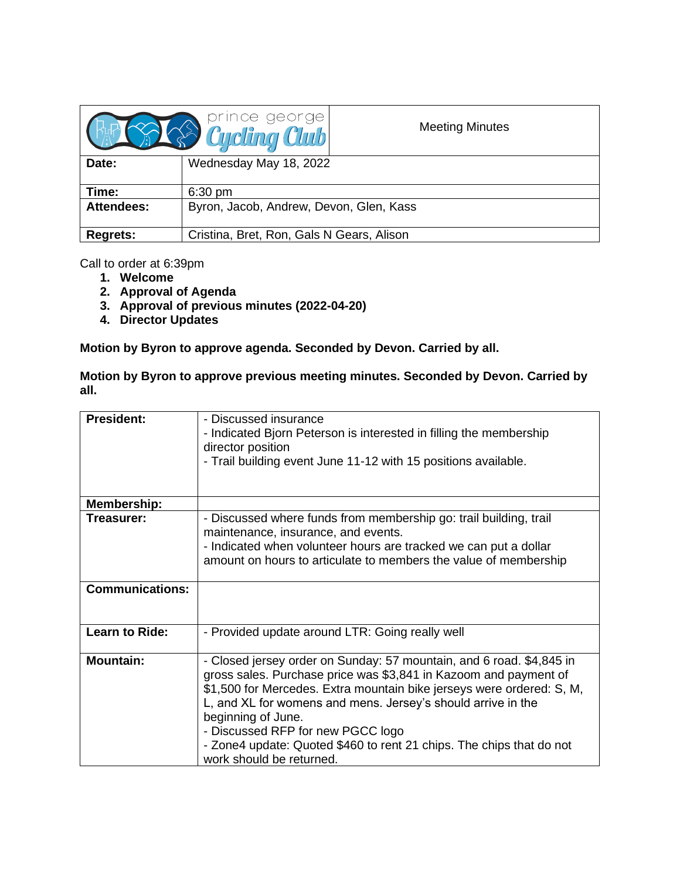| prince george Cycling Club | Meeting Minutes |
|---|---|

| | |
|---|---|
| **Date:** | Wednesday May 18, 2022 |
| **Time:** | 6:30 pm |
| **Attendees:** | Byron, Jacob, Andrew, Devon, Glen, Kass |
| **Regrets:** | Cristina, Bret, Ron, Gals N Gears, Alison |

Call to order at 6:39pm

1. **Welcome**
2. **Approval of Agenda**
3. **Approval of previous minutes (2022-04-20)**
4. **Director Updates**

**Motion by Byron to approve agenda. Seconded by Devon. Carried by all.**

**Motion by Byron to approve previous meeting minutes. Seconded by Devon. Carried by all.**

| | |
|---|---|
| **President:** | - Discussed insurance<br>- Indicated Bjorn Peterson is interested in filling the membership director position<br>- Trail building event June 11-12 with 15 positions available. |
| **Membership:** | |
| **Treasurer:** | - Discussed where funds from membership go: trail building, trail maintenance, insurance, and events.<br>- Indicated when volunteer hours are tracked we can put a dollar amount on hours to articulate to members the value of membership |
| **Communications:** | |
| **Learn to Ride:** | - Provided update around LTR: Going really well |
| **Mountain:** | - Closed jersey order on Sunday: 57 mountain, and 6 road. $4,845 in gross sales. Purchase price was $3,841 in Kazoom and payment of $1,500 for Mercedes. Extra mountain bike jerseys were ordered: S, M, L, and XL for womens and mens. Jersey's should arrive in the beginning of June.<br>- Discussed RFP for new PGCC logo<br>- Zone4 update: Quoted $460 to rent 21 chips. The chips that do not work should be returned. |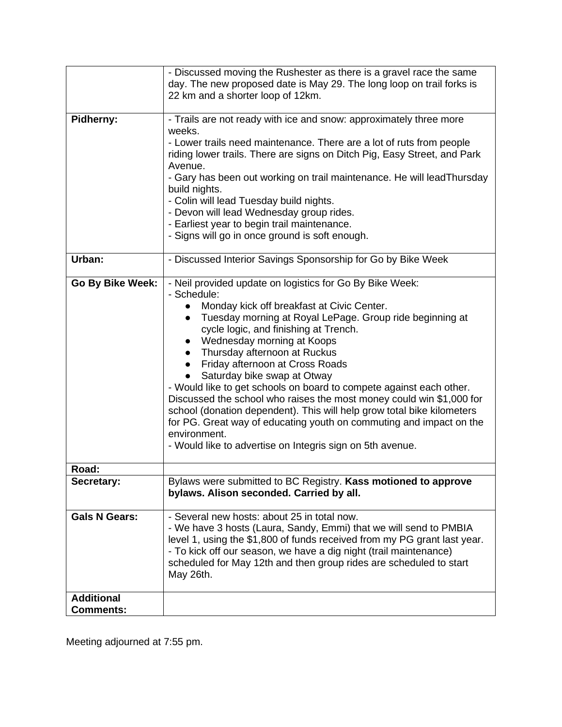| | |
|---|---|
| | - Discussed moving the Rushester as there is a gravel race the same day. The new proposed date is May 29. The long loop on trail forks is 22 km and a shorter loop of 12km. |
| **Pidherny:** | - Trails are not ready with ice and snow: approximately three more weeks.<br>- Lower trails need maintenance. There are a lot of ruts from people riding lower trails. There are signs on Ditch Pig, Easy Street, and Park Avenue.<br>- Gary has been out working on trail maintenance. He will leadThursday build nights.<br>- Colin will lead Tuesday build nights.<br>- Devon will lead Wednesday group rides.<br>- Earliest year to begin trail maintenance.<br>- Signs will go in once ground is soft enough. |
| **Urban:** | - Discussed Interior Savings Sponsorship for Go by Bike Week |
| **Go By Bike Week:** | - Neil provided update on logistics for Go By Bike Week:<br>- Schedule:<br>• Monday kick off breakfast at Civic Center.<br>• Tuesday morning at Royal LePage. Group ride beginning at cycle logic, and finishing at Trench.<br>• Wednesday morning at Koops<br>• Thursday afternoon at Ruckus<br>• Friday afternoon at Cross Roads<br>• Saturday bike swap at Otway<br>- Would like to get schools on board to compete against each other. Discussed the school who raises the most money could win $1,000 for school (donation dependent). This will help grow total bike kilometers for PG. Great way of educating youth on commuting and impact on the environment.<br>- Would like to advertise on Integris sign on 5th avenue. |
| **Road:** | |
| **Secretary:** | Bylaws were submitted to BC Registry. **Kass motioned to approve bylaws. Alison seconded. Carried by all.** |
| **Gals N Gears:** | - Several new hosts: about 25 in total now.<br>- We have 3 hosts (Laura, Sandy, Emmi) that we will send to PMBIA level 1, using the $1,800 of funds received from my PG grant last year.<br>- To kick off our season, we have a dig night (trail maintenance) scheduled for May 12th and then group rides are scheduled to start May 26th. |
| **Additional Comments:** | |

Meeting adjourned at 7:55 pm.